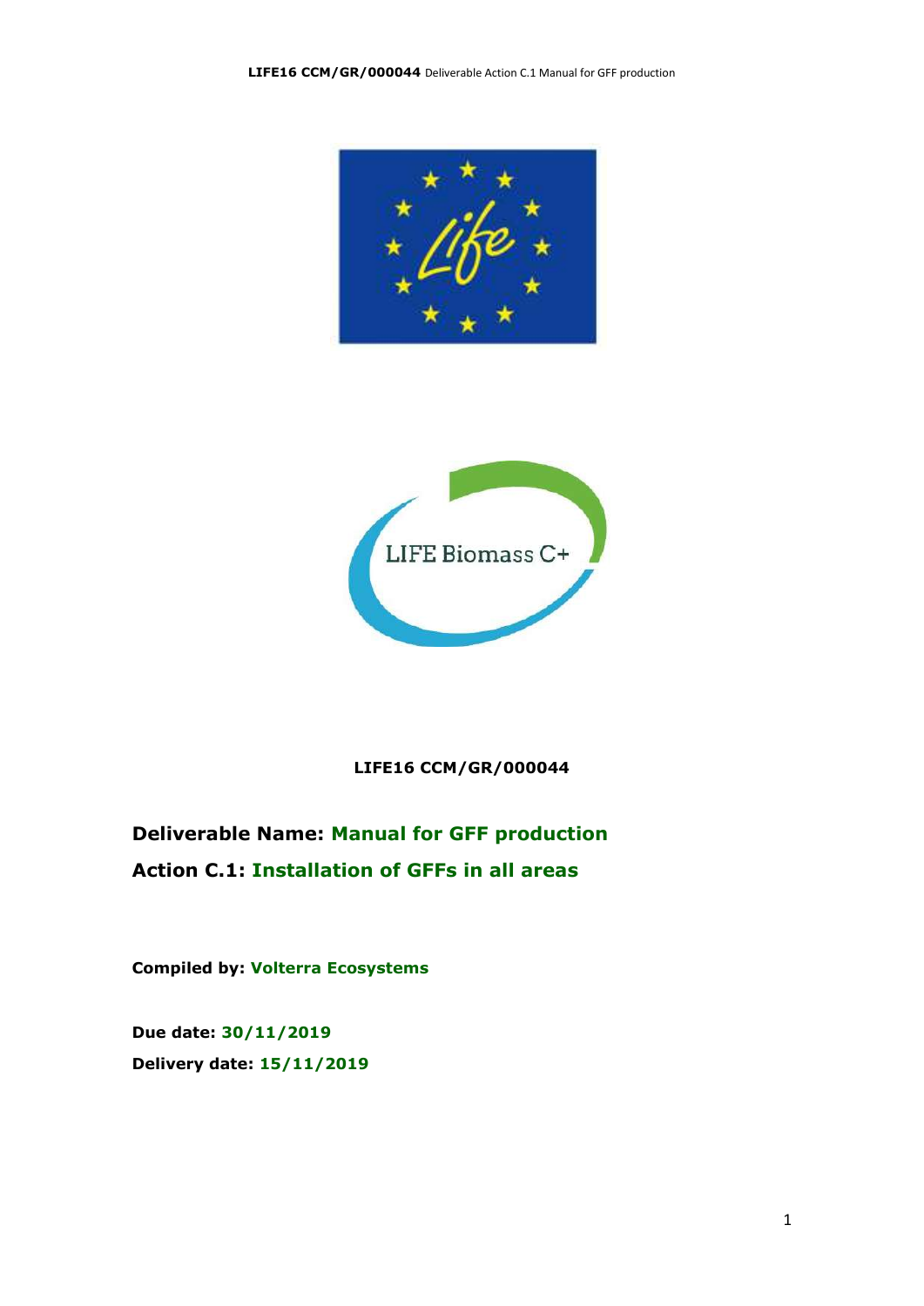LIFE Biomass C+

**LIFE16 CCM/GR/000044**

**Deliverable Name: Manual for GFF production**

**Action C.1: Installation of GFFs in all areas**

**Compiled by: Volterra Ecosystems**

**Due date: 30/11/2019**

**Delivery date: 15/11/2019**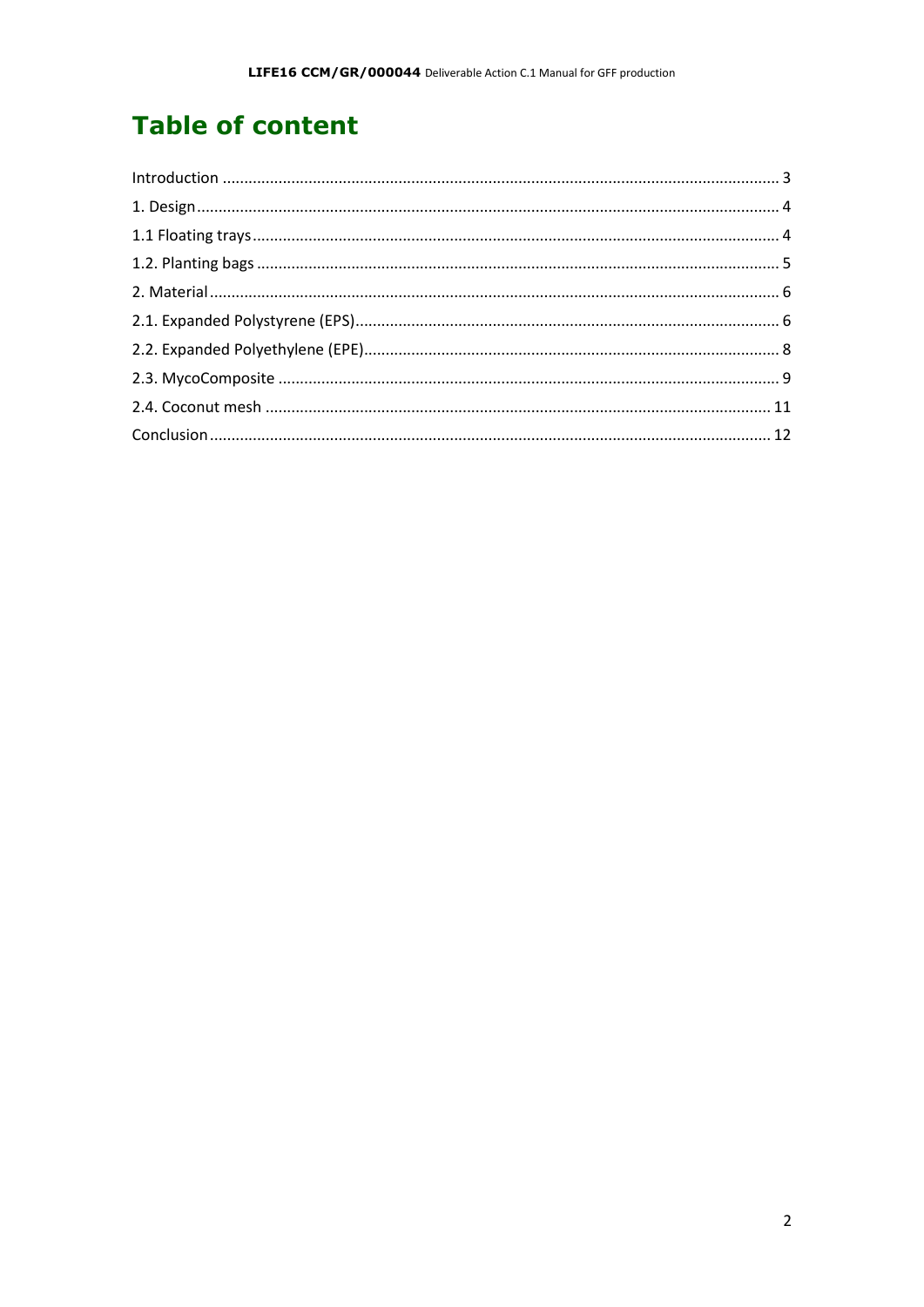# Table of content

Introduction ........................................................................................................................ 3
1. Design ............................................................................................................................ 4
1.1 Floating trays ................................................................................................................ 4
1.2. Planting bags ............................................................................................................... 5
2. Material .......................................................................................................................... 6
2.1. Expanded Polystyrene (EPS) ........................................................................................ 6
2.2. Expanded Polyethylene (EPE) ...................................................................................... 8
2.3. MycoComposite ........................................................................................................... 9
2.4. Coconut mesh ............................................................................................................. 11
Conclusion ......................................................................................................................... 12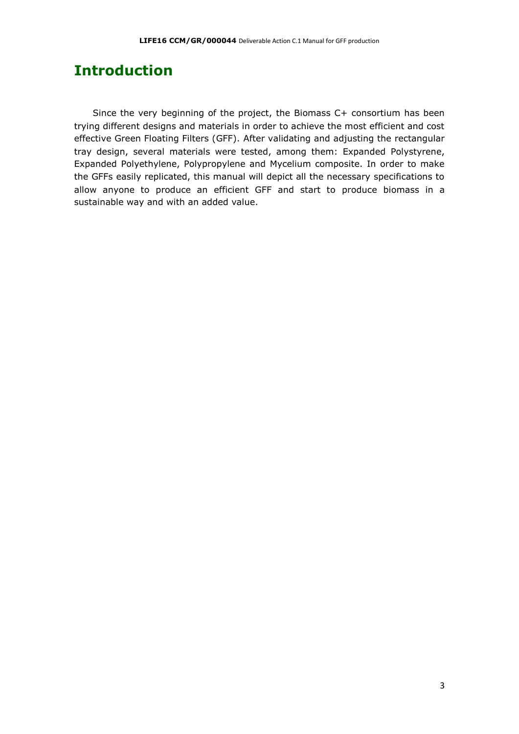# Introduction

Since the very beginning of the project, the Biomass C+ consortium has been trying different designs and materials in order to achieve the most efficient and cost effective Green Floating Filters (GFF). After validating and adjusting the rectangular tray design, several materials were tested, among them: Expanded Polystyrene, Expanded Polyethylene, Polypropylene and Mycelium composite. In order to make the GFFs easily replicated, this manual will depict all the necessary specifications to allow anyone to produce an efficient GFF and start to produce biomass in a sustainable way and with an added value.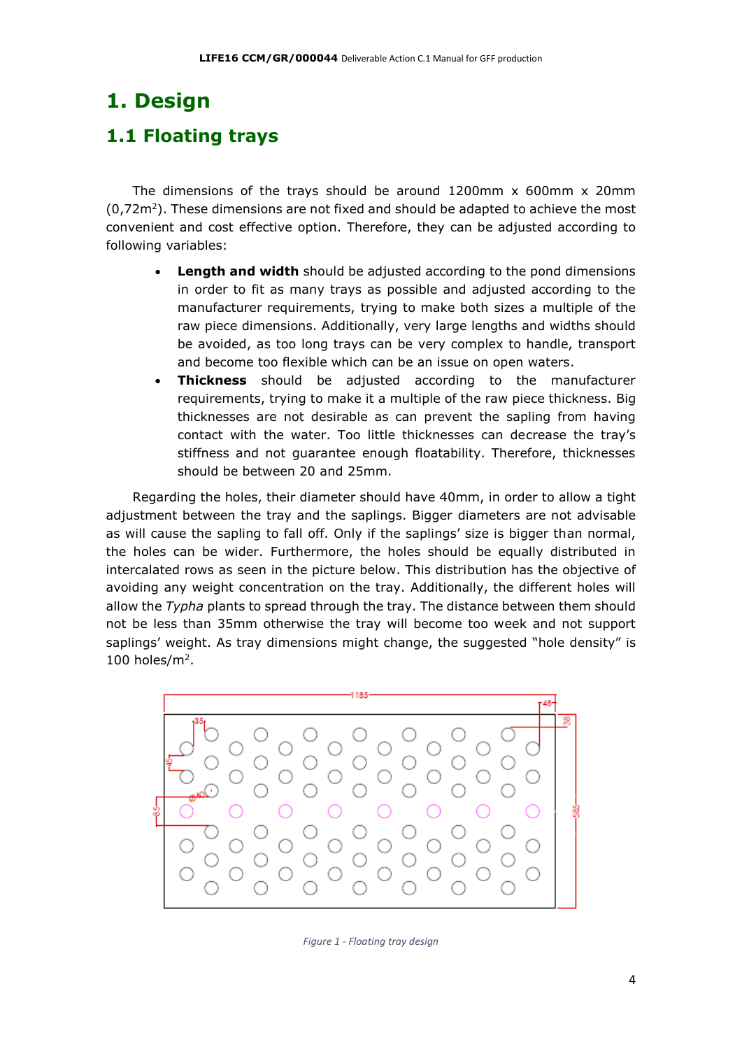# 1. Design

## 1.1 Floating trays

The dimensions of the trays should be around 1200mm x 600mm x 20mm (0,72m$^2$). These dimensions are not fixed and should be adapted to achieve the most convenient and cost effective option. Therefore, they can be adjusted according to following variables:

- **Length and width** should be adjusted according to the pond dimensions in order to fit as many trays as possible and adjusted according to the manufacturer requirements, trying to make both sizes a multiple of the raw piece dimensions. Additionally, very large lengths and widths should be avoided, as too long trays can be very complex to handle, transport and become too flexible which can be an issue on open waters.
- **Thickness** should be adjusted according to the manufacturer requirements, trying to make it a multiple of the raw piece thickness. Big thicknesses are not desirable as can prevent the sapling from having contact with the water. Too little thicknesses can decrease the tray's stiffness and not guarantee enough floatability. Therefore, thicknesses should be between 20 and 25mm.

Regarding the holes, their diameter should have 40mm, in order to allow a tight adjustment between the tray and the saplings. Bigger diameters are not advisable as will cause the sapling to fall off. Only if the saplings' size is bigger than normal, the holes can be wider. Furthermore, the holes should be equally distributed in intercalated rows as seen in the picture below. This distribution has the objective of avoiding any weight concentration on the tray. Additionally, the different holes will allow the *Typha* plants to spread through the tray. The distance between them should not be less than 35mm otherwise the tray will become too week and not support saplings' weight. As tray dimensions might change, the suggested "hole density" is 100 holes/m$^2$.

*Figure 1 - Floating tray design*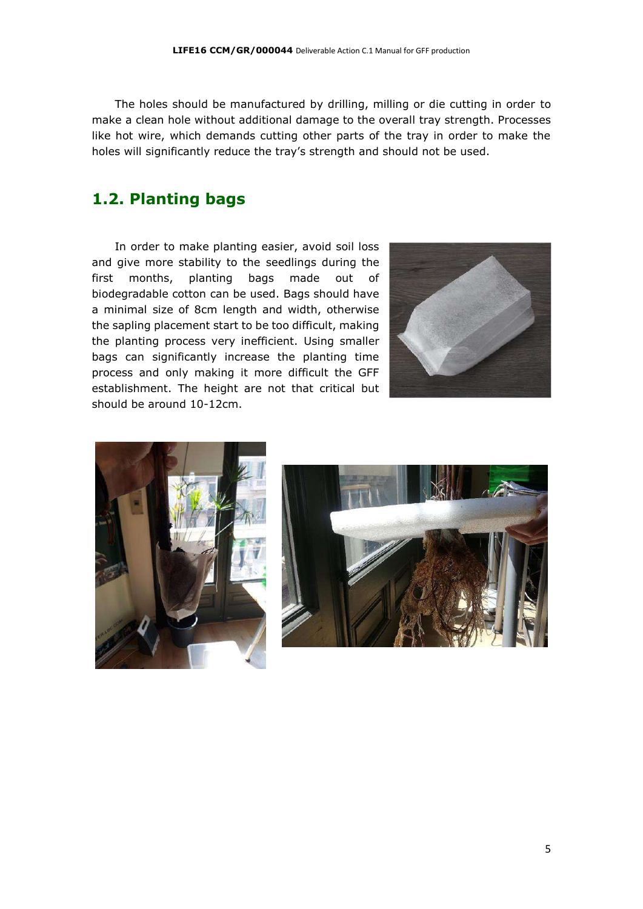The holes should be manufactured by drilling, milling or die cutting in order to make a clean hole without additional damage to the overall tray strength. Processes like hot wire, which demands cutting other parts of the tray in order to make the holes will significantly reduce the tray's strength and should not be used.

## 1.2. Planting bags

In order to make planting easier, avoid soil loss and give more stability to the seedlings during the first months, planting bags made out of biodegradable cotton can be used. Bags should have a minimal size of 8cm length and width, otherwise the sapling placement start to be too difficult, making the planting process very inefficient. Using smaller bags can significantly increase the planting time process and only making it more difficult the GFF establishment. The height are not that critical but should be around 10-12cm.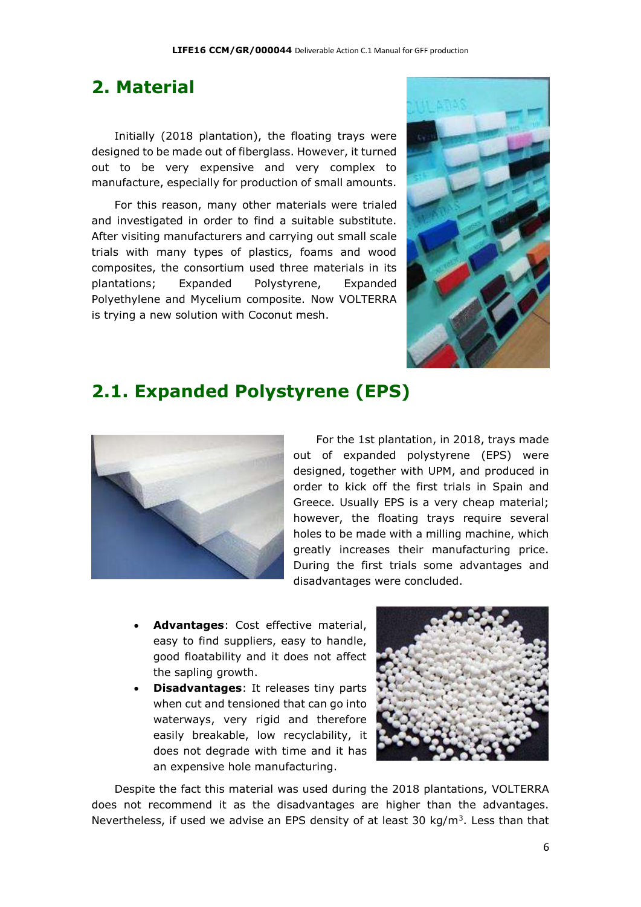## 2. Material

Initially (2018 plantation), the floating trays were designed to be made out of fiberglass. However, it turned out to be very expensive and very complex to manufacture, especially for production of small amounts.

For this reason, many other materials were trialed and investigated in order to find a suitable substitute. After visiting manufacturers and carrying out small scale trials with many types of plastics, foams and wood composites, the consortium used three materials in its plantations; Expanded Polystyrene, Expanded Polyethylene and Mycelium composite. Now VOLTERRA is trying a new solution with Coconut mesh.

## 2.1. Expanded Polystyrene (EPS)

For the 1st plantation, in 2018, trays made out of expanded polystyrene (EPS) were designed, together with UPM, and produced in order to kick off the first trials in Spain and Greece. Usually EPS is a very cheap material; however, the floating trays require several holes to be made with a milling machine, which greatly increases their manufacturing price. During the first trials some advantages and disadvantages were concluded.

- **Advantages**: Cost effective material, easy to find suppliers, easy to handle, good floatability and it does not affect the sapling growth.
- **Disadvantages**: It releases tiny parts when cut and tensioned that can go into waterways, very rigid and therefore easily breakable, low recyclability, it does not degrade with time and it has an expensive hole manufacturing.

Despite the fact this material was used during the 2018 plantations, VOLTERRA does not recommend it as the disadvantages are higher than the advantages. Nevertheless, if used we advise an EPS density of at least 30 kg/m$^3$. Less than that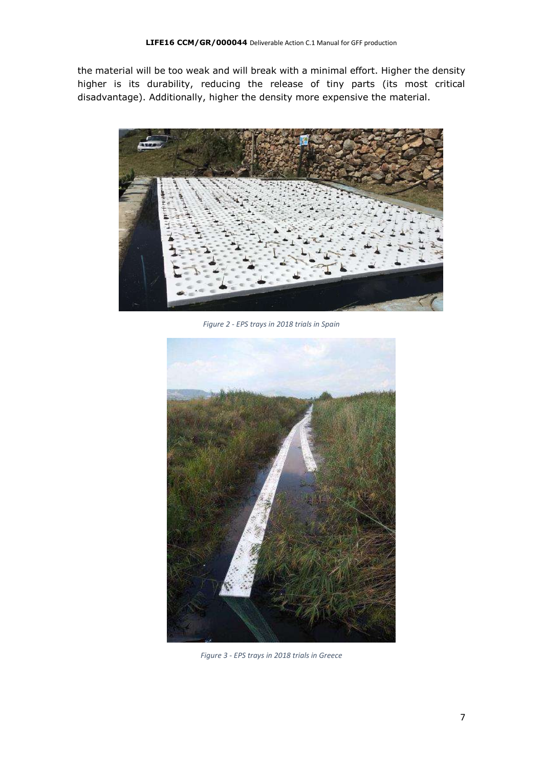the material will be too weak and will break with a minimal effort. Higher the density higher is its durability, reducing the release of tiny parts (its most critical disadvantage). Additionally, higher the density more expensive the material.

*Figure 2 - EPS trays in 2018 trials in Spain*

*Figure 3 - EPS trays in 2018 trials in Greece*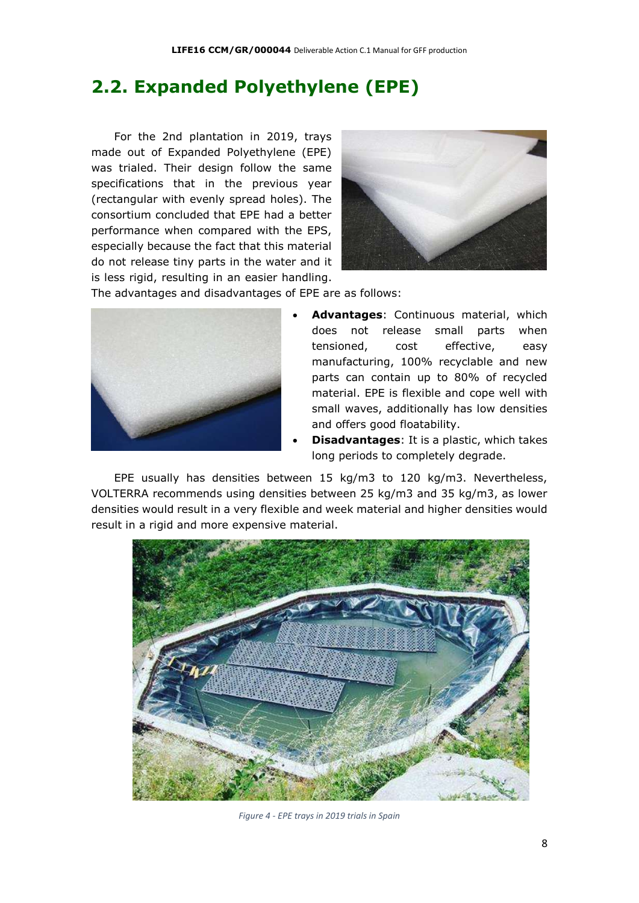## 2.2. Expanded Polyethylene (EPE)

For the 2nd plantation in 2019, trays made out of Expanded Polyethylene (EPE) was trialed. Their design follow the same specifications that in the previous year (rectangular with evenly spread holes). The consortium concluded that EPE had a better performance when compared with the EPS, especially because the fact that this material do not release tiny parts in the water and it is less rigid, resulting in an easier handling. The advantages and disadvantages of EPE are as follows:

- **Advantages**: Continuous material, which does not release small parts when tensioned, cost effective, easy manufacturing, 100% recyclable and new parts can contain up to 80% of recycled material. EPE is flexible and cope well with small waves, additionally has low densities and offers good floatability.
- **Disadvantages**: It is a plastic, which takes long periods to completely degrade.

EPE usually has densities between 15 kg/m3 to 120 kg/m3. Nevertheless, VOLTERRA recommends using densities between 25 kg/m3 and 35 kg/m3, as lower densities would result in a very flexible and week material and higher densities would result in a rigid and more expensive material.

*Figure 4 - EPE trays in 2019 trials in Spain*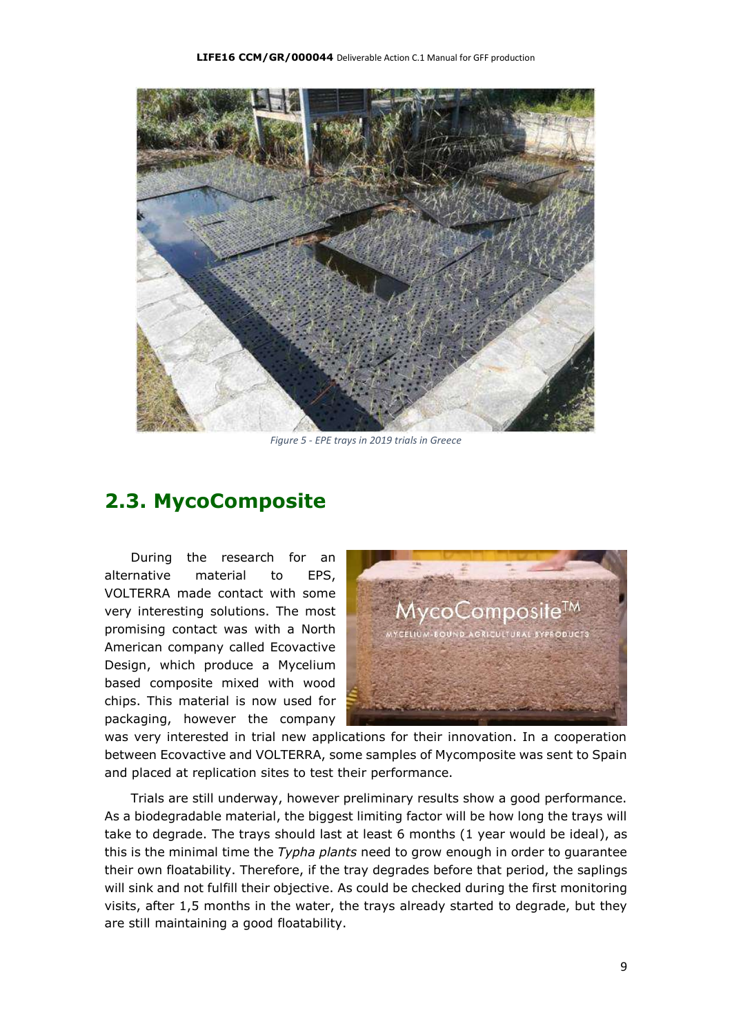Figure 5 - EPE trays in 2019 trials in Greece

## 2.3. MycoComposite

During the research for an alternative material to EPS, VOLTERRA made contact with some very interesting solutions. The most promising contact was with a North American company called Ecovactive Design, which produce a Mycelium based composite mixed with wood chips. This material is now used for packaging, however the company was very interested in trial new applications for their innovation. In a cooperation between Ecovactive and VOLTERRA, some samples of Mycomposite was sent to Spain and placed at replication sites to test their performance.

Trials are still underway, however preliminary results show a good performance. As a biodegradable material, the biggest limiting factor will be how long the trays will take to degrade. The trays should last at least 6 months (1 year would be ideal), as this is the minimal time the *Typha plants* need to grow enough in order to guarantee their own floatability. Therefore, if the tray degrades before that period, the saplings will sink and not fulfill their objective. As could be checked during the first monitoring visits, after 1,5 months in the water, the trays already started to degrade, but they are still maintaining a good floatability.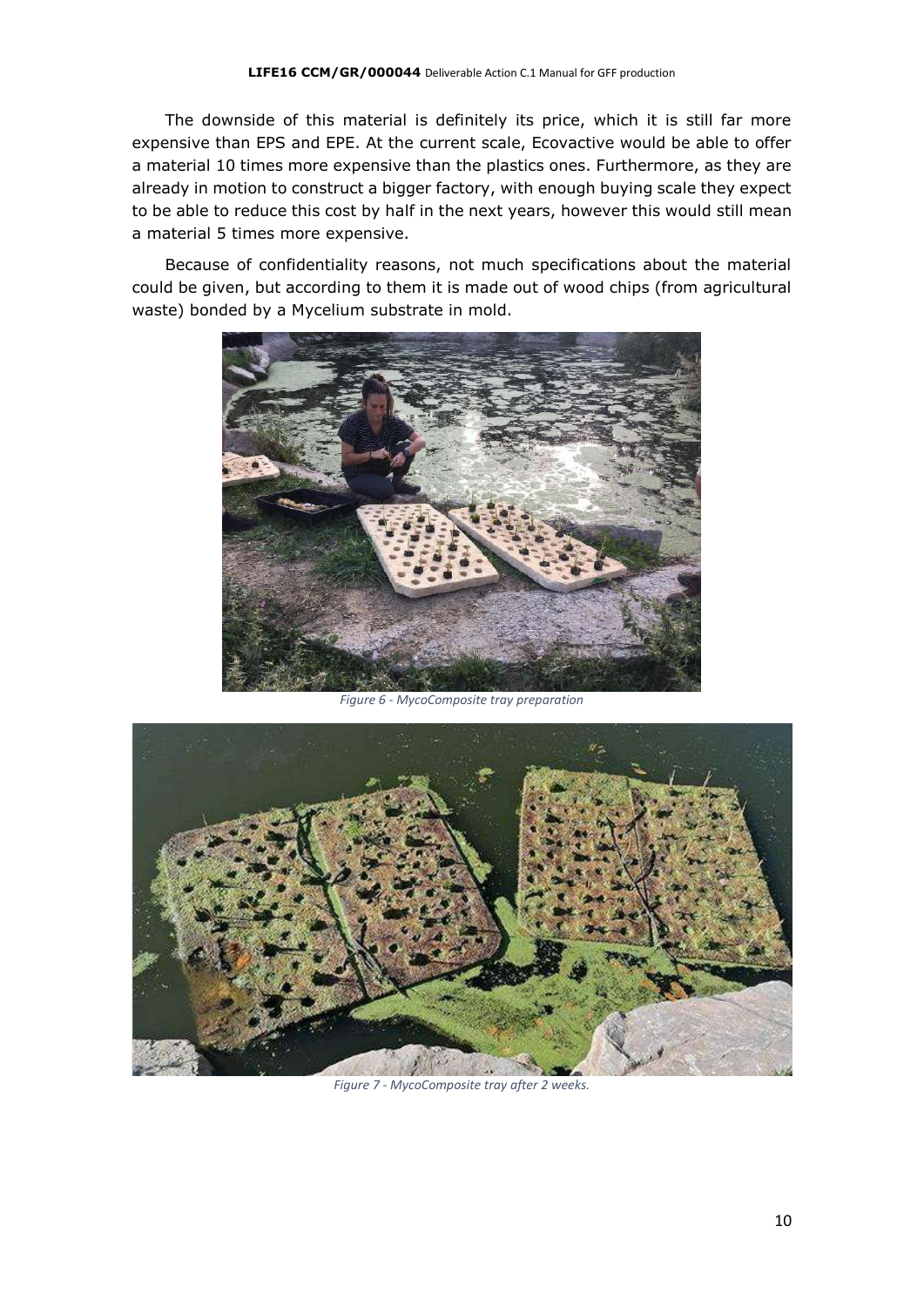The downside of this material is definitely its price, which it is still far more expensive than EPS and EPE. At the current scale, Ecovactive would be able to offer a material 10 times more expensive than the plastics ones. Furthermore, as they are already in motion to construct a bigger factory, with enough buying scale they expect to be able to reduce this cost by half in the next years, however this would still mean a material 5 times more expensive.

Because of confidentiality reasons, not much specifications about the material could be given, but according to them it is made out of wood chips (from agricultural waste) bonded by a Mycelium substrate in mold.

*Figure 6 - MycoComposite tray preparation*

*Figure 7 - MycoComposite tray after 2 weeks.*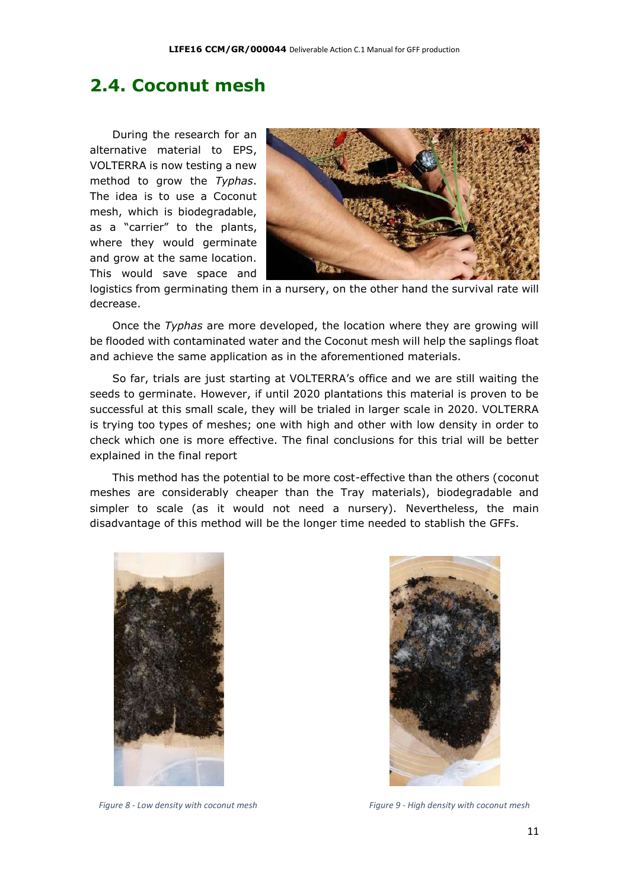## 2.4. Coconut mesh

During the research for an alternative material to EPS, VOLTERRA is now testing a new method to grow the *Typhas*. The idea is to use a Coconut mesh, which is biodegradable, as a "carrier" to the plants, where they would germinate and grow at the same location. This would save space and logistics from germinating them in a nursery, on the other hand the survival rate will decrease.

Once the *Typhas* are more developed, the location where they are growing will be flooded with contaminated water and the Coconut mesh will help the saplings float and achieve the same application as in the aforementioned materials.

So far, trials are just starting at VOLTERRA's office and we are still waiting the seeds to germinate. However, if until 2020 plantations this material is proven to be successful at this small scale, they will be trialed in larger scale in 2020. VOLTERRA is trying too types of meshes; one with high and other with low density in order to check which one is more effective. The final conclusions for this trial will be better explained in the final report

This method has the potential to be more cost-effective than the others (coconut meshes are considerably cheaper than the Tray materials), biodegradable and simpler to scale (as it would not need a nursery). Nevertheless, the main disadvantage of this method will be the longer time needed to stablish the GFFs.

*Figure 8 - Low density with coconut mesh*

*Figure 9 - High density with coconut mesh*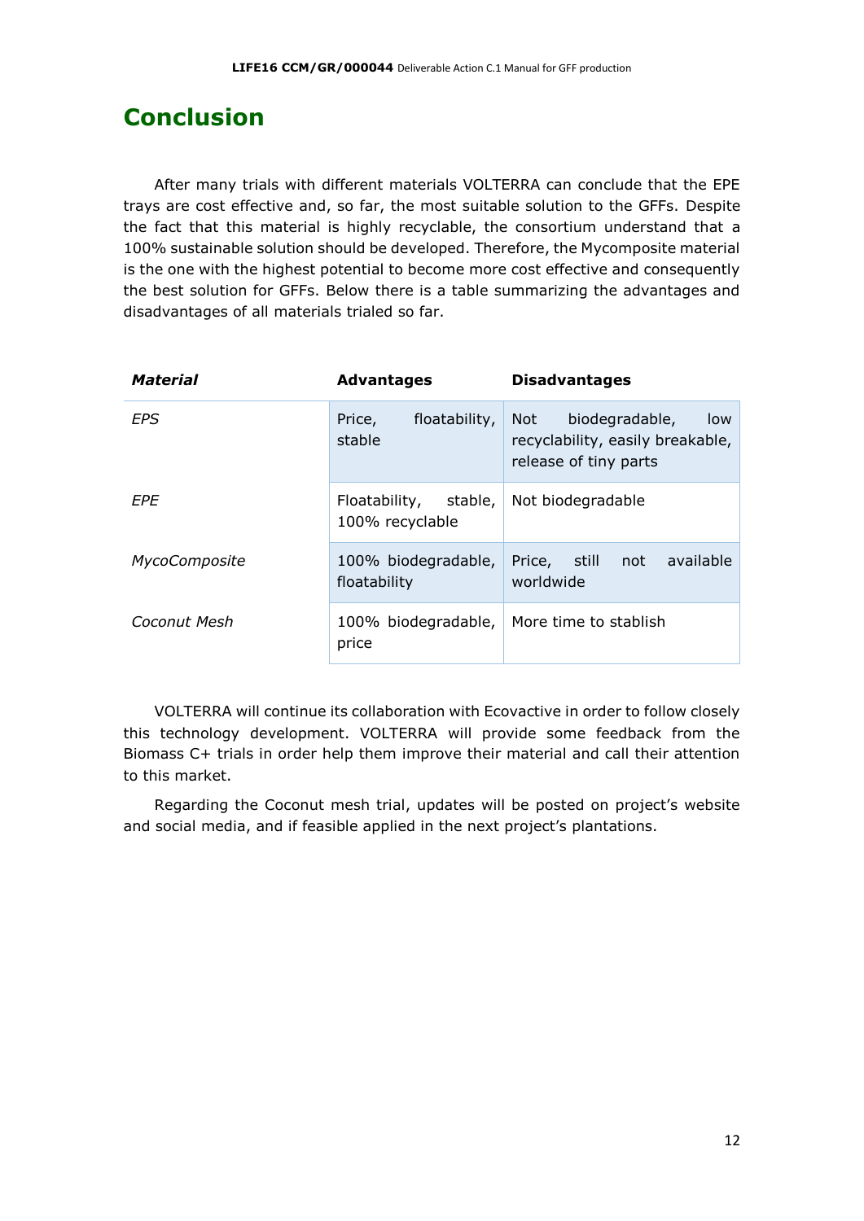# Conclusion

After many trials with different materials VOLTERRA can conclude that the EPE trays are cost effective and, so far, the most suitable solution to the GFFs. Despite the fact that this material is highly recyclable, the consortium understand that a 100% sustainable solution should be developed. Therefore, the Mycomposite material is the one with the highest potential to become more cost effective and consequently the best solution for GFFs. Below there is a table summarizing the advantages and disadvantages of all materials trialed so far.

| ***Material*** | **Advantages** | **Disadvantages** |
|---|---|---|
| *EPS* | Price, floatability, stable | Not biodegradable, low recyclability, easily breakable, release of tiny parts |
| *EPE* | Floatability, stable, 100% recyclable | Not biodegradable |
| *MycoComposite* | 100% biodegradable, floatability | Price, still not available worldwide |
| *Coconut Mesh* | 100% biodegradable, price | More time to stablish |

VOLTERRA will continue its collaboration with Ecovactive in order to follow closely this technology development. VOLTERRA will provide some feedback from the Biomass C+ trials in order help them improve their material and call their attention to this market.

Regarding the Coconut mesh trial, updates will be posted on project's website and social media, and if feasible applied in the next project's plantations.